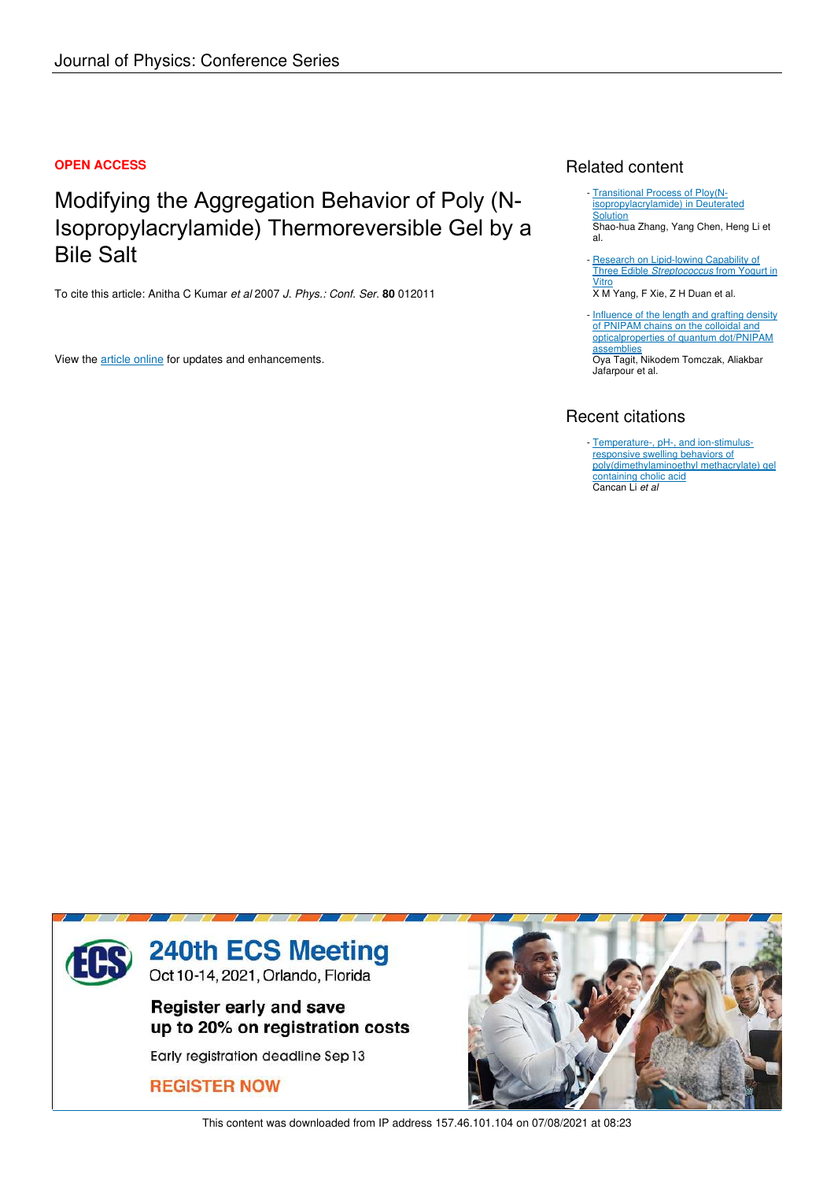Journal of Physics: Conference Series

**OPEN ACCESS**

# Modifying the Aggregation Behavior of Poly (N-Isopropylacrylamide) Thermoreversible Gel by a Bile Salt

To cite this article: Anitha C Kumar *et al* 2007 *J. Phys.: Conf. Ser.* **80** 012011

View the article online for updates and enhancements.

## Related content

- Transitional Process of Ploy(N-isopropylacrylamide) in Deuterated Solution
  Shao-hua Zhang, Yang Chen, Heng Li et al.
- Research on Lipid-lowing Capability of Three Edible *Streptococcus* from Yogurt in Vitro
  X M Yang, F Xie, Z H Duan et al.
- Influence of the length and grafting density of PNIPAM chains on the colloidal and opticalproperties of quantum dot/PNIPAM assemblies
  Oya Tagit, Nikodem Tomczak, Aliakbar Jafarpour et al.

## Recent citations

- Temperature-, pH-, and ion-stimulus-responsive swelling behaviors of poly(dimethylaminoethyl methacrylate) gel containing cholic acid
  Cancan Li *et al*

240th ECS Meeting
Oct 10-14, 2021, Orlando, Florida

Register early and save up to 20% on registration costs

Early registration deadline Sep 13

REGISTER NOW

This content was downloaded from IP address 157.46.101.104 on 07/08/2021 at 08:23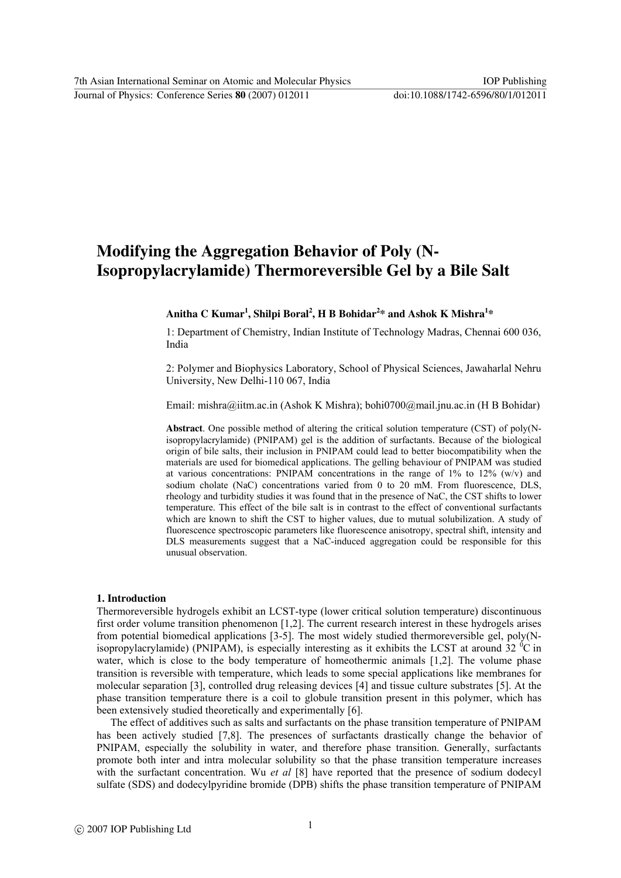# Modifying the Aggregation Behavior of Poly (N-Isopropylacrylamide) Thermoreversible Gel by a Bile Salt

**Anitha C Kumar[1], Shilpi Boral[2], H B Bohidar[2]* and Ashok K Mishra[1]***

1: Department of Chemistry, Indian Institute of Technology Madras, Chennai 600 036, India

2: Polymer and Biophysics Laboratory, School of Physical Sciences, Jawaharlal Nehru University, New Delhi-110 067, India

Email: mishra@iitm.ac.in (Ashok K Mishra); bohi0700@mail.jnu.ac.in (H B Bohidar)

**Abstract**. One possible method of altering the critical solution temperature (CST) of poly(N-isopropylacrylamide) (PNIPAM) gel is the addition of surfactants. Because of the biological origin of bile salts, their inclusion in PNIPAM could lead to better biocompatibility when the materials are used for biomedical applications. The gelling behaviour of PNIPAM was studied at various concentrations: PNIPAM concentrations in the range of 1% to 12% (w/v) and sodium cholate (NaC) concentrations varied from 0 to 20 mM. From fluorescence, DLS, rheology and turbidity studies it was found that in the presence of NaC, the CST shifts to lower temperature. This effect of the bile salt is in contrast to the effect of conventional surfactants which are known to shift the CST to higher values, due to mutual solubilization. A study of fluorescence spectroscopic parameters like fluorescence anisotropy, spectral shift, intensity and DLS measurements suggest that a NaC-induced aggregation could be responsible for this unusual observation.

## 1. Introduction

Thermoreversible hydrogels exhibit an LCST-type (lower critical solution temperature) discontinuous first order volume transition phenomenon [1,2]. The current research interest in these hydrogels arises from potential biomedical applications [3-5]. The most widely studied thermoreversible gel, poly(N-isopropylacrylamide) (PNIPAM), is especially interesting as it exhibits the LCST at around 32 $^{0}$C in water, which is close to the body temperature of homeothermic animals [1,2]. The volume phase transition is reversible with temperature, which leads to some special applications like membranes for molecular separation [3], controlled drug releasing devices [4] and tissue culture substrates [5]. At the phase transition temperature there is a coil to globule transition present in this polymer, which has been extensively studied theoretically and experimentally [6].

The effect of additives such as salts and surfactants on the phase transition temperature of PNIPAM has been actively studied [7,8]. The presences of surfactants drastically change the behavior of PNIPAM, especially the solubility in water, and therefore phase transition. Generally, surfactants promote both inter and intra molecular solubility so that the phase transition temperature increases with the surfactant concentration. Wu *et al* [8] have reported that the presence of sodium dodecyl sulfate (SDS) and dodecylpyridine bromide (DPB) shifts the phase transition temperature of PNIPAM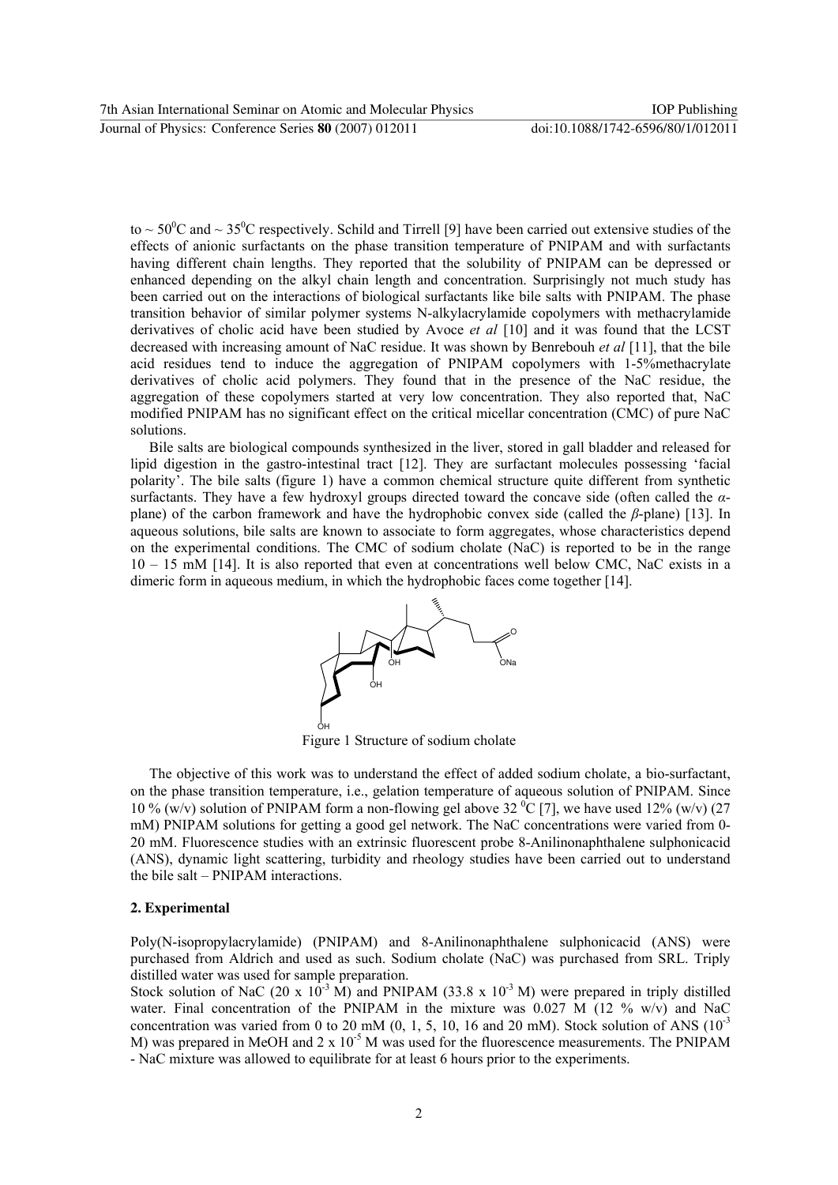to ~ $50^0$C and ~ $35^0$C respectively. Schild and Tirrell [9] have been carried out extensive studies of the effects of anionic surfactants on the phase transition temperature of PNIPAM and with surfactants having different chain lengths. They reported that the solubility of PNIPAM can be depressed or enhanced depending on the alkyl chain length and concentration. Surprisingly not much study has been carried out on the interactions of biological surfactants like bile salts with PNIPAM. The phase transition behavior of similar polymer systems N-alkylacrylamide copolymers with methacrylamide derivatives of cholic acid have been studied by Avoce *et al* [10] and it was found that the LCST decreased with increasing amount of NaC residue. It was shown by Benrebouh *et al* [11], that the bile acid residues tend to induce the aggregation of PNIPAM copolymers with 1-5%methacrylate derivatives of cholic acid polymers. They found that in the presence of the NaC residue, the aggregation of these copolymers started at very low concentration. They also reported that, NaC modified PNIPAM has no significant effect on the critical micellar concentration (CMC) of pure NaC solutions.

Bile salts are biological compounds synthesized in the liver, stored in gall bladder and released for lipid digestion in the gastro-intestinal tract [12]. They are surfactant molecules possessing 'facial polarity'. The bile salts (figure 1) have a common chemical structure quite different from synthetic surfactants. They have a few hydroxyl groups directed toward the concave side (often called the *α*-plane) of the carbon framework and have the hydrophobic convex side (called the *β*-plane) [13]. In aqueous solutions, bile salts are known to associate to form aggregates, whose characteristics depend on the experimental conditions. The CMC of sodium cholate (NaC) is reported to be in the range 10 – 15 mM [14]. It is also reported that even at concentrations well below CMC, NaC exists in a dimeric form in aqueous medium, in which the hydrophobic faces come together [14].

Figure 1 Structure of sodium cholate

The objective of this work was to understand the effect of added sodium cholate, a bio-surfactant, on the phase transition temperature, i.e., gelation temperature of aqueous solution of PNIPAM. Since 10 % (w/v) solution of PNIPAM form a non-flowing gel above 32 $^0$C [7], we have used 12% (w/v) (27 mM) PNIPAM solutions for getting a good gel network. The NaC concentrations were varied from 0-20 mM. Fluorescence studies with an extrinsic fluorescent probe 8-Anilinonaphthalene sulphonicacid (ANS), dynamic light scattering, turbidity and rheology studies have been carried out to understand the bile salt – PNIPAM interactions.

## 2. Experimental

Poly(N-isopropylacrylamide) (PNIPAM) and 8-Anilinonaphthalene sulphonicacid (ANS) were purchased from Aldrich and used as such. Sodium cholate (NaC) was purchased from SRL. Triply distilled water was used for sample preparation.

Stock solution of NaC (20 x $10^{-3}$ M) and PNIPAM (33.8 x $10^{-3}$ M) were prepared in triply distilled water. Final concentration of the PNIPAM in the mixture was 0.027 M (12 % w/v) and NaC concentration was varied from 0 to 20 mM (0, 1, 5, 10, 16 and 20 mM). Stock solution of ANS ($10^{-3}$ M) was prepared in MeOH and 2 x $10^{-5}$ M was used for the fluorescence measurements. The PNIPAM - NaC mixture was allowed to equilibrate for at least 6 hours prior to the experiments.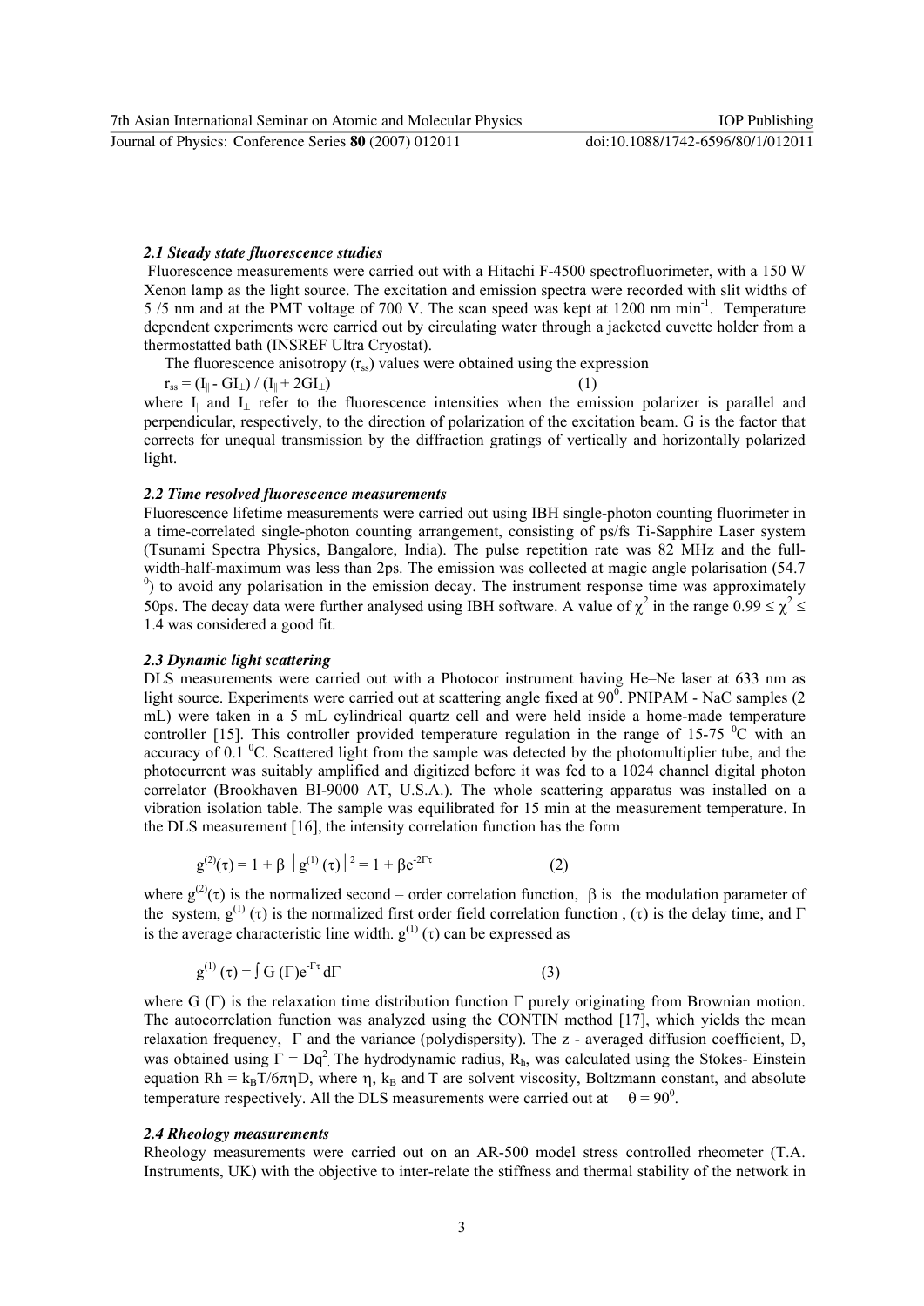### *2.1 Steady state fluorescence studies*

Fluorescence measurements were carried out with a Hitachi F-4500 spectrofluorimeter, with a 150 W Xenon lamp as the light source. The excitation and emission spectra were recorded with slit widths of 5 /5 nm and at the PMT voltage of 700 V. The scan speed was kept at 1200 nm min$^{-1}$. Temperature dependent experiments were carried out by circulating water through a jacketed cuvette holder from a thermostatted bath (INSREF Ultra Cryostat).

The fluorescence anisotropy ($r_{ss}$) values were obtained using the expression

$$r_{ss} = (I_{\parallel} - GI_{\perp}) / (I_{\parallel} + 2GI_{\perp}) \qquad (1)$$

where $I_{\parallel}$ and $I_{\perp}$ refer to the fluorescence intensities when the emission polarizer is parallel and perpendicular, respectively, to the direction of polarization of the excitation beam. G is the factor that corrects for unequal transmission by the diffraction gratings of vertically and horizontally polarized light.

### *2.2 Time resolved fluorescence measurements*

Fluorescence lifetime measurements were carried out using IBH single-photon counting fluorimeter in a time-correlated single-photon counting arrangement, consisting of ps/fs Ti-Sapphire Laser system (Tsunami Spectra Physics, Bangalore, India). The pulse repetition rate was 82 MHz and the full-width-half-maximum was less than 2ps. The emission was collected at magic angle polarisation (54.7 $^0$) to avoid any polarisation in the emission decay. The instrument response time was approximately 50ps. The decay data were further analysed using IBH software. A value of $\chi^2$ in the range $0.99 \leq \chi^2 \leq 1.4$ was considered a good fit.

### *2.3 Dynamic light scattering*

DLS measurements were carried out with a Photocor instrument having He–Ne laser at 633 nm as light source. Experiments were carried out at scattering angle fixed at 90$^0$. PNIPAM - NaC samples (2 mL) were taken in a 5 mL cylindrical quartz cell and were held inside a home-made temperature controller [15]. This controller provided temperature regulation in the range of 15-75 $^0$C with an accuracy of 0.1 $^0$C. Scattered light from the sample was detected by the photomultiplier tube, and the photocurrent was suitably amplified and digitized before it was fed to a 1024 channel digital photon correlator (Brookhaven BI-9000 AT, U.S.A.). The whole scattering apparatus was installed on a vibration isolation table. The sample was equilibrated for 15 min at the measurement temperature. In the DLS measurement [16], the intensity correlation function has the form

$$g^{(2)}(\tau) = 1 + \beta \left| g^{(1)}(\tau) \right|^2 = 1 + \beta e^{-2\Gamma\tau} \qquad (2)$$

where $g^{(2)}(\tau)$ is the normalized second – order correlation function, $\beta$ is the modulation parameter of the system, $g^{(1)}(\tau)$ is the normalized first order field correlation function , $(\tau)$ is the delay time, and $\Gamma$ is the average characteristic line width. $g^{(1)}(\tau)$ can be expressed as

$$g^{(1)}(\tau) = \int G(\Gamma) e^{-\Gamma\tau} d\Gamma \qquad (3)$$

where G ($\Gamma$) is the relaxation time distribution function $\Gamma$ purely originating from Brownian motion. The autocorrelation function was analyzed using the CONTIN method [17], which yields the mean relaxation frequency, $\Gamma$ and the variance (polydispersity). The z - averaged diffusion coefficient, D, was obtained using $\Gamma = Dq^2$. The hydrodynamic radius, $R_h$, was calculated using the Stokes- Einstein equation $Rh = k_BT/6\pi\eta D$, where $\eta$, $k_B$ and T are solvent viscosity, Boltzmann constant, and absolute temperature respectively. All the DLS measurements were carried out at $\theta = 90^0$.

### *2.4 Rheology measurements*

Rheology measurements were carried out on an AR-500 model stress controlled rheometer (T.A. Instruments, UK) with the objective to inter-relate the stiffness and thermal stability of the network in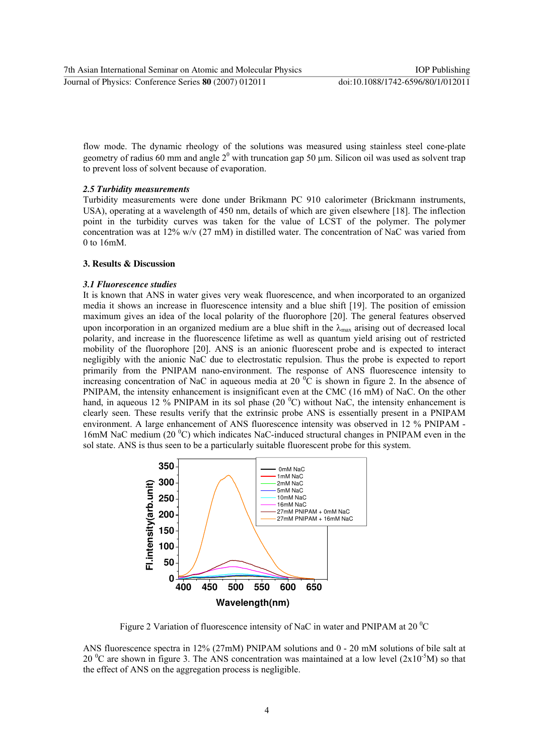flow mode. The dynamic rheology of the solutions was measured using stainless steel cone-plate geometry of radius 60 mm and angle $2^0$ with truncation gap 50 μm. Silicon oil was used as solvent trap to prevent loss of solvent because of evaporation.

### *2.5 Turbidity measurements*

Turbidity measurements were done under Brikmann PC 910 calorimeter (Brickmann instruments, USA), operating at a wavelength of 450 nm, details of which are given elsewhere [18]. The inflection point in the turbidity curves was taken for the value of LCST of the polymer. The polymer concentration was at 12% w/v (27 mM) in distilled water. The concentration of NaC was varied from 0 to 16mM.

## 3. Results & Discussion

### *3.1 Fluorescence studies*

It is known that ANS in water gives very weak fluorescence, and when incorporated to an organized media it shows an increase in fluorescence intensity and a blue shift [19]. The position of emission maximum gives an idea of the local polarity of the fluorophore [20]. The general features observed upon incorporation in an organized medium are a blue shift in the $\lambda_{max}$ arising out of decreased local polarity, and increase in the fluorescence lifetime as well as quantum yield arising out of restricted mobility of the fluorophore [20]. ANS is an anionic fluorescent probe and is expected to interact negligibly with the anionic NaC due to electrostatic repulsion. Thus the probe is expected to report primarily from the PNIPAM nano-environment. The response of ANS fluorescence intensity to increasing concentration of NaC in aqueous media at 20 $^0$C is shown in figure 2. In the absence of PNIPAM, the intensity enhancement is insignificant even at the CMC (16 mM) of NaC. On the other hand, in aqueous 12 % PNIPAM in its sol phase (20 $^0$C) without NaC, the intensity enhancement is clearly seen. These results verify that the extrinsic probe ANS is essentially present in a PNIPAM environment. A large enhancement of ANS fluorescence intensity was observed in 12 % PNIPAM - 16mM NaC medium (20 $^0$C) which indicates NaC-induced structural changes in PNIPAM even in the sol state. ANS is thus seen to be a particularly suitable fluorescent probe for this system.

Figure 2 Variation of fluorescence intensity of NaC in water and PNIPAM at 20 $^0$C

ANS fluorescence spectra in 12% (27mM) PNIPAM solutions and 0 - 20 mM solutions of bile salt at 20 $^0$C are shown in figure 3. The ANS concentration was maintained at a low level ($2\times10^{-5}$M) so that the effect of ANS on the aggregation process is negligible.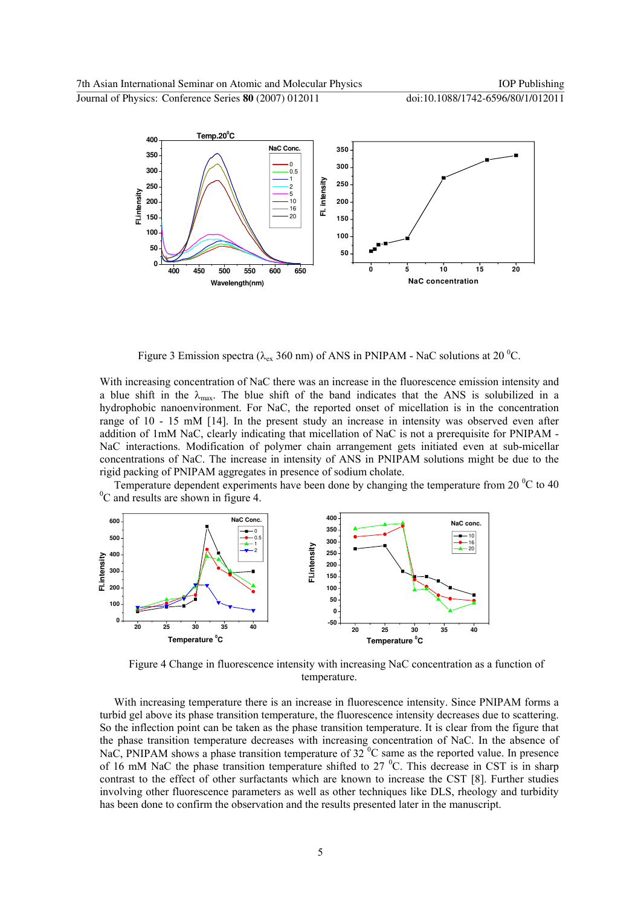Figure 3 Emission spectra ($\lambda_{ex}$ 360 nm) of ANS in PNIPAM - NaC solutions at 20 $^0$C.

With increasing concentration of NaC there was an increase in the fluorescence emission intensity and a blue shift in the $\lambda_{max}$. The blue shift of the band indicates that the ANS is solubilized in a hydrophobic nanoenvironment. For NaC, the reported onset of micellation is in the concentration range of 10 - 15 mM [14]. In the present study an increase in intensity was observed even after addition of 1mM NaC, clearly indicating that micellation of NaC is not a prerequisite for PNIPAM - NaC interactions. Modification of polymer chain arrangement gets initiated even at sub-micellar concentrations of NaC. The increase in intensity of ANS in PNIPAM solutions might be due to the rigid packing of PNIPAM aggregates in presence of sodium cholate.

Temperature dependent experiments have been done by changing the temperature from 20 $^0$C to 40 $^0$C and results are shown in figure 4.

Figure 4 Change in fluorescence intensity with increasing NaC concentration as a function of temperature.

With increasing temperature there is an increase in fluorescence intensity. Since PNIPAM forms a turbid gel above its phase transition temperature, the fluorescence intensity decreases due to scattering. So the inflection point can be taken as the phase transition temperature. It is clear from the figure that the phase transition temperature decreases with increasing concentration of NaC. In the absence of NaC, PNIPAM shows a phase transition temperature of 32 $^0$C same as the reported value. In presence of 16 mM NaC the phase transition temperature shifted to 27 $^0$C. This decrease in CST is in sharp contrast to the effect of other surfactants which are known to increase the CST [8]. Further studies involving other fluorescence parameters as well as other techniques like DLS, rheology and turbidity has been done to confirm the observation and the results presented later in the manuscript.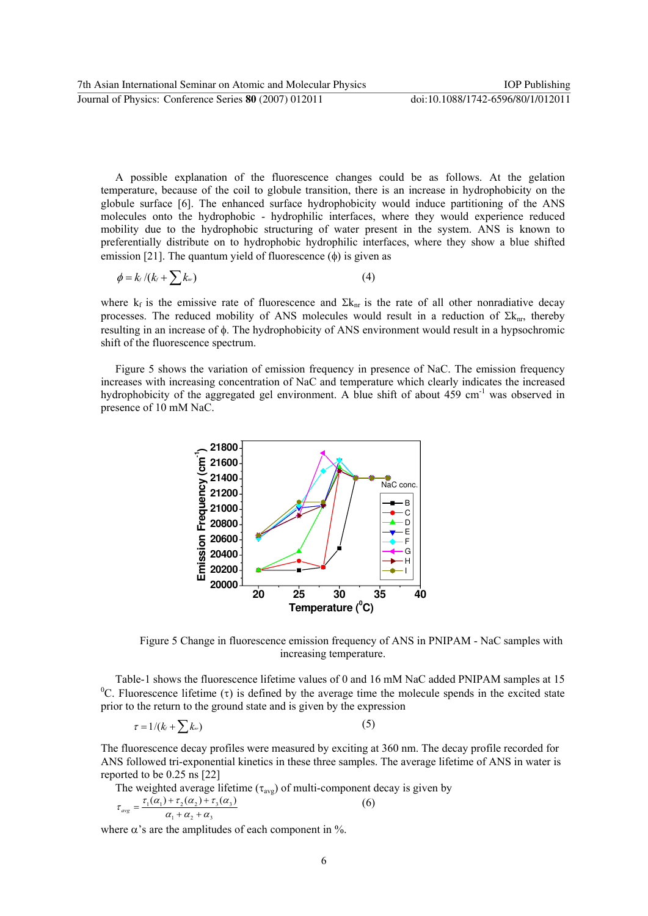A possible explanation of the fluorescence changes could be as follows. At the gelation temperature, because of the coil to globule transition, there is an increase in hydrophobicity on the globule surface [6]. The enhanced surface hydrophobicity would induce partitioning of the ANS molecules onto the hydrophobic - hydrophilic interfaces, where they would experience reduced mobility due to the hydrophobic structuring of water present in the system. ANS is known to preferentially distribute on to hydrophobic hydrophilic interfaces, where they show a blue shifted emission [21]. The quantum yield of fluorescence ($\phi$) is given as

$$\phi = k_f / (k_f + \sum k_{nr}) \tag{4}$$

where $k_f$ is the emissive rate of fluorescence and $\Sigma k_{nr}$ is the rate of all other nonradiative decay processes. The reduced mobility of ANS molecules would result in a reduction of $\Sigma k_{nr}$, thereby resulting in an increase of $\phi$. The hydrophobicity of ANS environment would result in a hypsochromic shift of the fluorescence spectrum.

Figure 5 shows the variation of emission frequency in presence of NaC. The emission frequency increases with increasing concentration of NaC and temperature which clearly indicates the increased hydrophobicity of the aggregated gel environment. A blue shift of about 459 $cm^{-1}$ was observed in presence of 10 mM NaC.

Figure 5 Change in fluorescence emission frequency of ANS in PNIPAM - NaC samples with increasing temperature.

Table-1 shows the fluorescence lifetime values of 0 and 16 mM NaC added PNIPAM samples at 15 $^0$C. Fluorescence lifetime ($\tau$) is defined by the average time the molecule spends in the excited state prior to the return to the ground state and is given by the expression

$$\tau = 1/(k_f + \sum k_{nr}) \tag{5}$$

The fluorescence decay profiles were measured by exciting at 360 nm. The decay profile recorded for ANS followed tri-exponential kinetics in these three samples. The average lifetime of ANS in water is reported to be 0.25 ns [22]

The weighted average lifetime ($\tau_{avg}$) of multi-component decay is given by

$$\tau_{avg} = \frac{\tau_1(\alpha_1) + \tau_2(\alpha_2) + \tau_3(\alpha_3)}{\alpha_1 + \alpha_2 + \alpha_3} \tag{6}$$

where $\alpha$'s are the amplitudes of each component in %.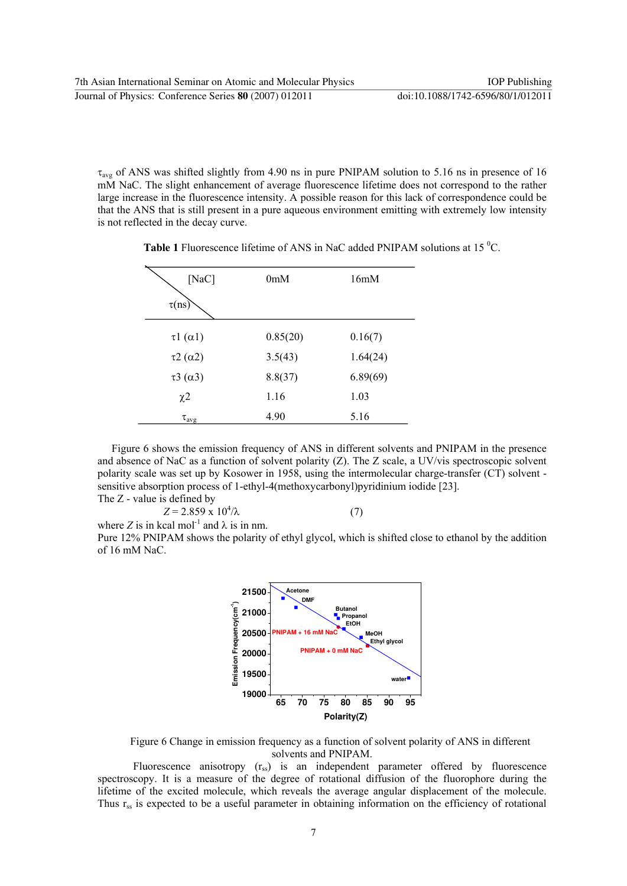$\tau_{avg}$ of ANS was shifted slightly from 4.90 ns in pure PNIPAM solution to 5.16 ns in presence of 16 mM NaC. The slight enhancement of average fluorescence lifetime does not correspond to the rather large increase in the fluorescence intensity. A possible reason for this lack of correspondence could be that the ANS that is still present in a pure aqueous environment emitting with extremely low intensity is not reflected in the decay curve.

**Table 1** Fluorescence lifetime of ANS in NaC added PNIPAM solutions at 15 $^0$C.

| [NaC] / τ(ns) | 0mM | 16mM |
|---|---|---|
| $\tau1$ ($\alpha1$) | 0.85(20) | 0.16(7) |
| $\tau2$ ($\alpha2$) | 3.5(43) | 1.64(24) |
| $\tau3$ ($\alpha3$) | 8.8(37) | 6.89(69) |
| $\chi2$ | 1.16 | 1.03 |
| $\tau_{avg}$ | 4.90 | 5.16 |

Figure 6 shows the emission frequency of ANS in different solvents and PNIPAM in the presence and absence of NaC as a function of solvent polarity (Z). The Z scale, a UV/vis spectroscopic solvent polarity scale was set up by Kosower in 1958, using the intermolecular charge-transfer (CT) solvent - sensitive absorption process of 1-ethyl-4(methoxycarbonyl)pyridinium iodide [23].
The Z - value is defined by

$$Z = 2.859 \times 10^4/\lambda \qquad (7)$$

where $Z$ is in kcal mol$^{-1}$ and $\lambda$ is in nm.
Pure 12% PNIPAM shows the polarity of ethyl glycol, which is shifted close to ethanol by the addition of 16 mM NaC.

Figure 6 Change in emission frequency as a function of solvent polarity of ANS in different solvents and PNIPAM.

Fluorescence anisotropy ($r_{ss}$) is an independent parameter offered by fluorescence spectroscopy. It is a measure of the degree of rotational diffusion of the fluorophore during the lifetime of the excited molecule, which reveals the average angular displacement of the molecule. Thus $r_{ss}$ is expected to be a useful parameter in obtaining information on the efficiency of rotational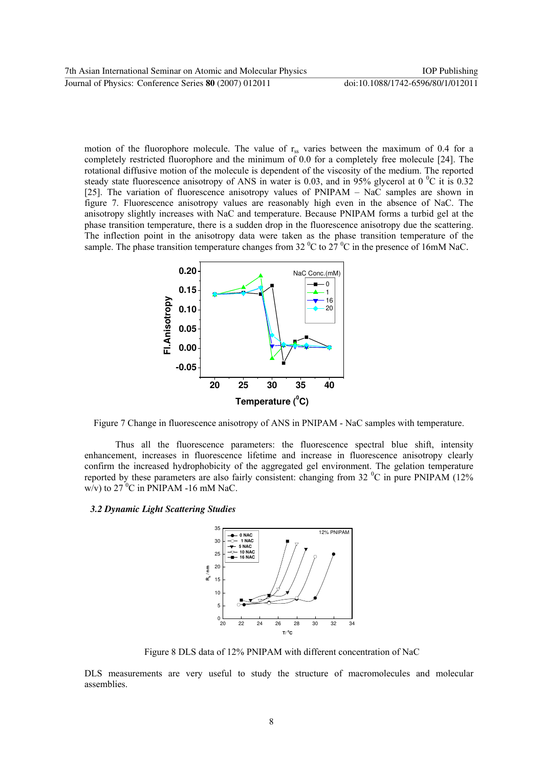motion of the fluorophore molecule. The value of $r_{ss}$ varies between the maximum of 0.4 for a completely restricted fluorophore and the minimum of 0.0 for a completely free molecule [24]. The rotational diffusive motion of the molecule is dependent of the viscosity of the medium. The reported steady state fluorescence anisotropy of ANS in water is 0.03, and in 95% glycerol at 0 $^0$C it is 0.32 [25]. The variation of fluorescence anisotropy values of PNIPAM – NaC samples are shown in figure 7. Fluorescence anisotropy values are reasonably high even in the absence of NaC. The anisotropy slightly increases with NaC and temperature. Because PNIPAM forms a turbid gel at the phase transition temperature, there is a sudden drop in the fluorescence anisotropy due the scattering. The inflection point in the anisotropy data were taken as the phase transition temperature of the sample. The phase transition temperature changes from 32 $^0$C to 27 $^0$C in the presence of 16mM NaC.

Figure 7 Change in fluorescence anisotropy of ANS in PNIPAM - NaC samples with temperature.

Thus all the fluorescence parameters: the fluorescence spectral blue shift, intensity enhancement, increases in fluorescence lifetime and increase in fluorescence anisotropy clearly confirm the increased hydrophobicity of the aggregated gel environment. The gelation temperature reported by these parameters are also fairly consistent: changing from 32 $^0$C in pure PNIPAM (12% w/v) to 27 $^0$C in PNIPAM -16 mM NaC.

### *3.2 Dynamic Light Scattering Studies*

Figure 8 DLS data of 12% PNIPAM with different concentration of NaC

DLS measurements are very useful to study the structure of macromolecules and molecular assemblies.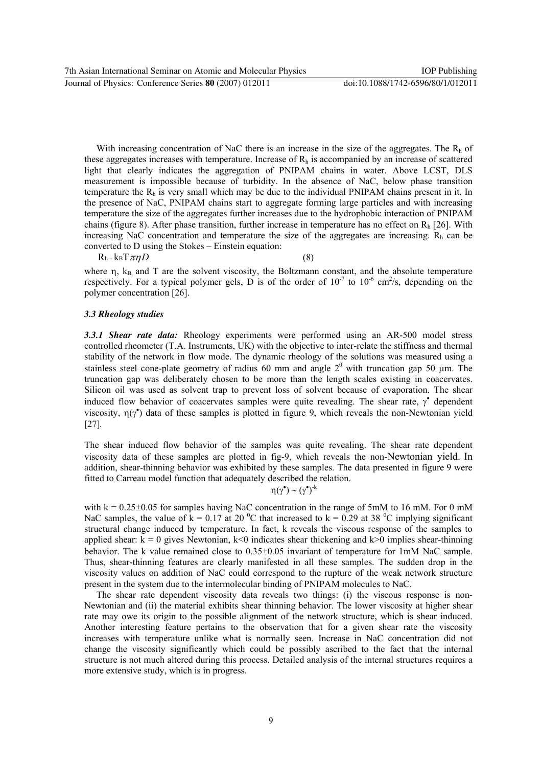With increasing concentration of NaC there is an increase in the size of the aggregates. The $R_h$ of these aggregates increases with temperature. Increase of $R_h$ is accompanied by an increase of scattered light that clearly indicates the aggregation of PNIPAM chains in water. Above LCST, DLS measurement is impossible because of turbidity. In the absence of NaC, below phase transition temperature the $R_h$ is very small which may be due to the individual PNIPAM chains present in it. In the presence of NaC, PNIPAM chains start to aggregate forming large particles and with increasing temperature the size of the aggregates further increases due to the hydrophobic interaction of PNIPAM chains (figure 8). After phase transition, further increase in temperature has no effect on $R_h$ [26]. With increasing NaC concentration and temperature the size of the aggregates are increasing. $R_h$ can be converted to D using the Stokes – Einstein equation:

$$R_h = k_B T \pi \eta D \quad (8)$$

where $\eta$, $k_B$, and T are the solvent viscosity, the Boltzmann constant, and the absolute temperature respectively. For a typical polymer gels, D is of the order of $10^{-7}$ to $10^{-6}$ $cm^2/s$, depending on the polymer concentration [26].

### *3.3 Rheology studies*

***3.3.1 Shear rate data:*** Rheology experiments were performed using an AR-500 model stress controlled rheometer (T.A. Instruments, UK) with the objective to inter-relate the stiffness and thermal stability of the network in flow mode. The dynamic rheology of the solutions was measured using a stainless steel cone-plate geometry of radius 60 mm and angle $2^0$ with truncation gap 50 μm. The truncation gap was deliberately chosen to be more than the length scales existing in coacervates. Silicon oil was used as solvent trap to prevent loss of solvent because of evaporation. The shear induced flow behavior of coacervates samples were quite revealing. The shear rate, $\gamma^\bullet$ dependent viscosity, $\eta(\gamma^\bullet)$ data of these samples is plotted in figure 9, which reveals the non-Newtonian yield [27].

The shear induced flow behavior of the samples was quite revealing. The shear rate dependent viscosity data of these samples are plotted in fig-9, which reveals the non-Newtonian yield. In addition, shear-thinning behavior was exhibited by these samples. The data presented in figure 9 were fitted to Carreau model function that adequately described the relation.

$$\eta(\gamma^\bullet) \sim (\gamma^\bullet)^{-k}$$

with $k = 0.25 \pm 0.05$ for samples having NaC concentration in the range of 5mM to 16 mM. For 0 mM NaC samples, the value of $k = 0.17$ at 20 $^0$C that increased to $k = 0.29$ at 38 $^0$C implying significant structural change induced by temperature. In fact, k reveals the viscous response of the samples to applied shear: $k = 0$ gives Newtonian, $k<0$ indicates shear thickening and $k>0$ implies shear-thinning behavior. The k value remained close to $0.35 \pm 0.05$ invariant of temperature for 1mM NaC sample. Thus, shear-thinning features are clearly manifested in all these samples. The sudden drop in the viscosity values on addition of NaC could correspond to the rupture of the weak network structure present in the system due to the intermolecular binding of PNIPAM molecules to NaC.

The shear rate dependent viscosity data reveals two things: (i) the viscous response is non-Newtonian and (ii) the material exhibits shear thinning behavior. The lower viscosity at higher shear rate may owe its origin to the possible alignment of the network structure, which is shear induced. Another interesting feature pertains to the observation that for a given shear rate the viscosity increases with temperature unlike what is normally seen. Increase in NaC concentration did not change the viscosity significantly which could be possibly ascribed to the fact that the internal structure is not much altered during this process. Detailed analysis of the internal structures requires a more extensive study, which is in progress.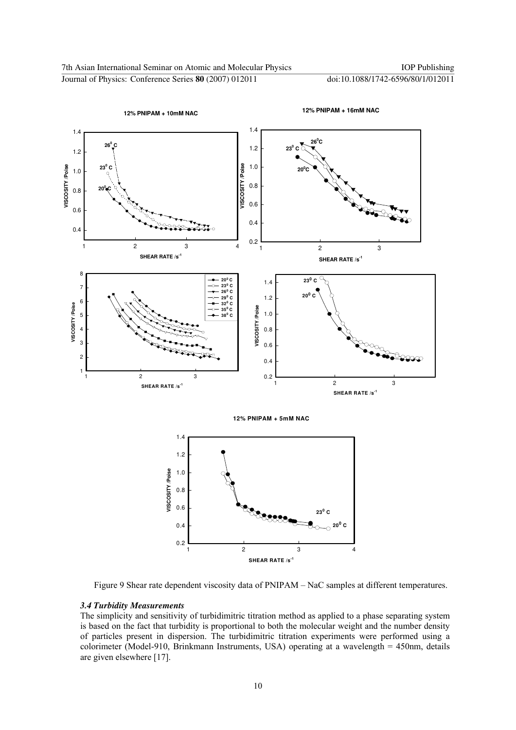Figure 9 Shear rate dependent viscosity data of PNIPAM – NaC samples at different temperatures.

### *3.4 Turbidity Measurements*

The simplicity and sensitivity of turbidimitric titration method as applied to a phase separating system is based on the fact that turbidity is proportional to both the molecular weight and the number density of particles present in dispersion. The turbidimitric titration experiments were performed using a colorimeter (Model-910, Brinkmann Instruments, USA) operating at a wavelength = 450nm, details are given elsewhere [17].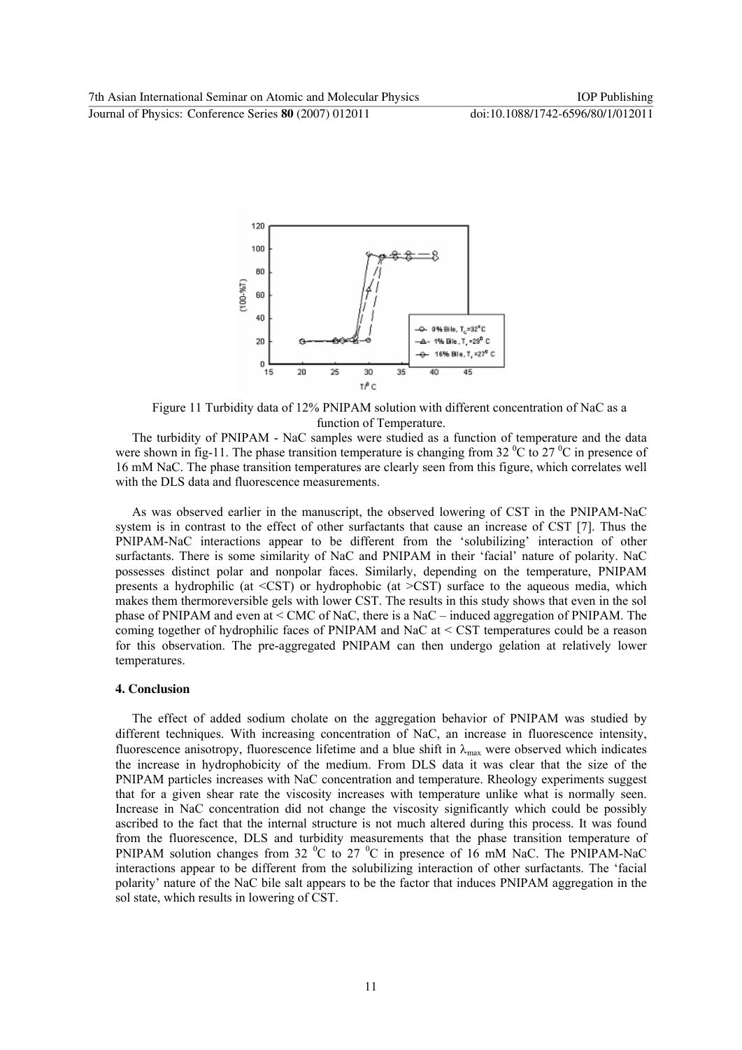120

100

80

60

40

20

0

(100-%T)

15 20 25 30 35 40 45

T/$^0$C

0% Bile, $T_c$=32$^0$C

1% Bile, $T_c$=29$^0$ C

16% Bile, $T_c$=27$^0$ C

Figure 11 Turbidity data of 12% PNIPAM solution with different concentration of NaC as a function of Temperature.

The turbidity of PNIPAM - NaC samples were studied as a function of temperature and the data were shown in fig-11. The phase transition temperature is changing from 32 $^0$C to 27 $^0$C in presence of 16 mM NaC. The phase transition temperatures are clearly seen from this figure, which correlates well with the DLS data and fluorescence measurements.

As was observed earlier in the manuscript, the observed lowering of CST in the PNIPAM-NaC system is in contrast to the effect of other surfactants that cause an increase of CST [7]. Thus the PNIPAM-NaC interactions appear to be different from the 'solubilizing' interaction of other surfactants. There is some similarity of NaC and PNIPAM in their 'facial' nature of polarity. NaC possesses distinct polar and nonpolar faces. Similarly, depending on the temperature, PNIPAM presents a hydrophilic (at <CST) or hydrophobic (at >CST) surface to the aqueous media, which makes them thermoreversible gels with lower CST. The results in this study shows that even in the sol phase of PNIPAM and even at < CMC of NaC, there is a NaC – induced aggregation of PNIPAM. The coming together of hydrophilic faces of PNIPAM and NaC at < CST temperatures could be a reason for this observation. The pre-aggregated PNIPAM can then undergo gelation at relatively lower temperatures.

## 4. Conclusion

The effect of added sodium cholate on the aggregation behavior of PNIPAM was studied by different techniques. With increasing concentration of NaC, an increase in fluorescence intensity, fluorescence anisotropy, fluorescence lifetime and a blue shift in $\lambda_{max}$ were observed which indicates the increase in hydrophobicity of the medium. From DLS data it was clear that the size of the PNIPAM particles increases with NaC concentration and temperature. Rheology experiments suggest that for a given shear rate the viscosity increases with temperature unlike what is normally seen. Increase in NaC concentration did not change the viscosity significantly which could be possibly ascribed to the fact that the internal structure is not much altered during this process. It was found from the fluorescence, DLS and turbidity measurements that the phase transition temperature of PNIPAM solution changes from 32 $^0$C to 27 $^0$C in presence of 16 mM NaC. The PNIPAM-NaC interactions appear to be different from the solubilizing interaction of other surfactants. The 'facial polarity' nature of the NaC bile salt appears to be the factor that induces PNIPAM aggregation in the sol state, which results in lowering of CST.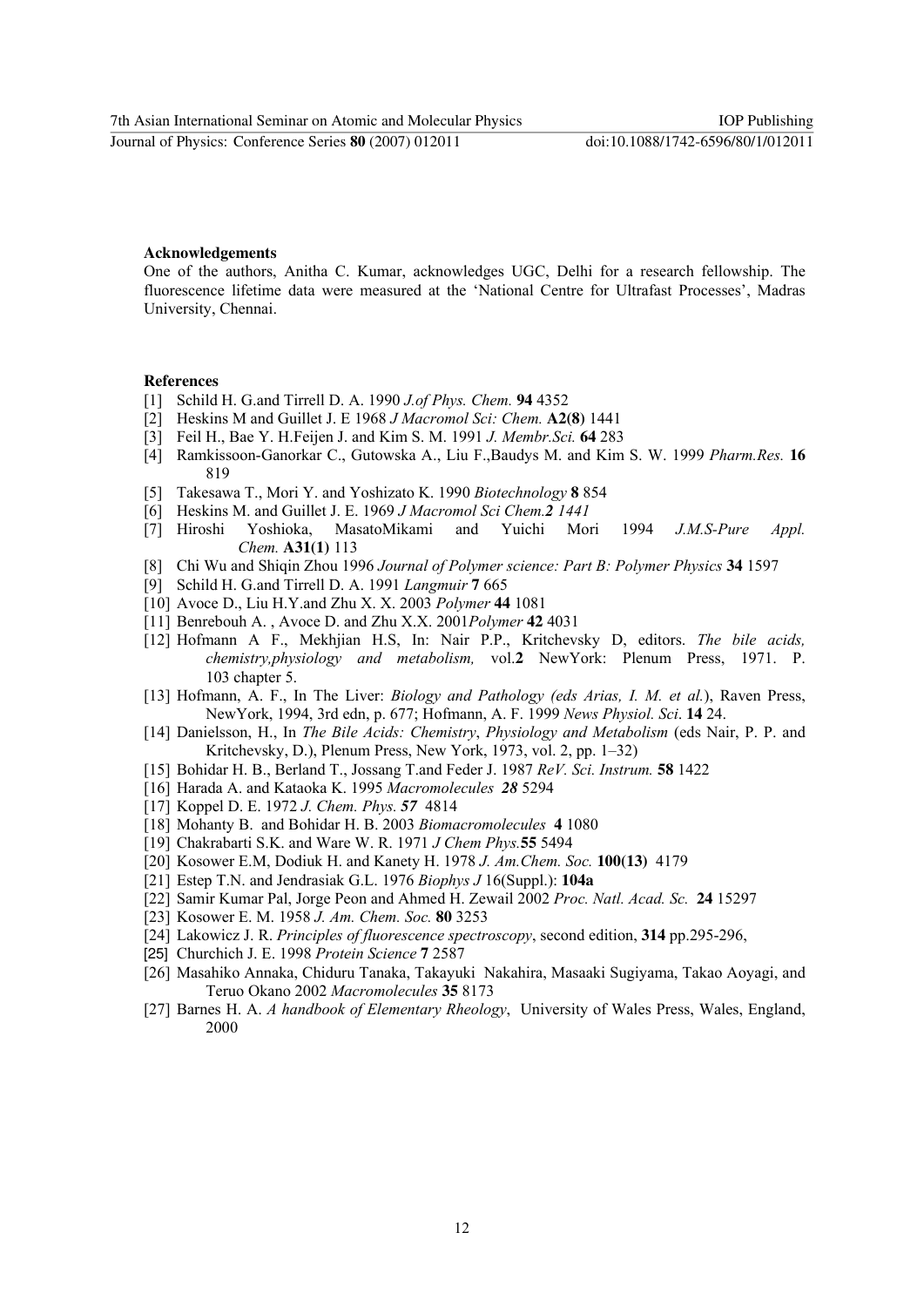## Acknowledgements

One of the authors, Anitha C. Kumar, acknowledges UGC, Delhi for a research fellowship. The fluorescence lifetime data were measured at the 'National Centre for Ultrafast Processes', Madras University, Chennai.

## References

[1] Schild H. G.and Tirrell D. A. 1990 *J.of Phys. Chem.* **94** 4352

[2] Heskins M and Guillet J. E 1968 *J Macromol Sci: Chem.* **A2(8)** 1441

[3] Feil H., Bae Y. H.Feijen J. and Kim S. M. 1991 *J. Membr.Sci.* **64** 283

[4] Ramkissoon-Ganorkar C., Gutowska A., Liu F.,Baudys M. and Kim S. W. 1999 *Pharm.Res.* **16** 819

[5] Takesawa T., Mori Y. and Yoshizato K. 1990 *Biotechnology* **8** 854

[6] Heskins M. and Guillet J. E. 1969 *J Macromol Sci Chem.**2** 1441*

[7] Hiroshi Yoshioka, MasatoMikami and Yuichi Mori 1994 *J.M.S-Pure Appl. Chem.* **A31(1)** 113

[8] Chi Wu and Shiqin Zhou 1996 *Journal of Polymer science: Part B: Polymer Physics* **34** 1597

[9] Schild H. G.and Tirrell D. A. 1991 *Langmuir* **7** 665

[10] Avoce D., Liu H.Y.and Zhu X. X. 2003 *Polymer* **44** 1081

[11] Benrebouh A. , Avoce D. and Zhu X.X. 2001*Polymer* **42** 4031

[12] Hofmann A F., Mekhjian H.S, In: Nair P.P., Kritchevsky D, editors. *The bile acids, chemistry,physiology and metabolism,* vol.**2** NewYork: Plenum Press, 1971. P. 103 chapter 5.

[13] Hofmann, A. F., In The Liver: *Biology and Pathology (eds Arias, I. M. et al.*), Raven Press, NewYork, 1994, 3rd edn, p. 677; Hofmann, A. F. 1999 *News Physiol. Sci*. **14** 24.

[14] Danielsson, H., In *The Bile Acids: Chemistry*, *Physiology and Metabolism* (eds Nair, P. P. and Kritchevsky, D.), Plenum Press, New York, 1973, vol. 2, pp. 1–32)

[15] Bohidar H. B., Berland T., Jossang T.and Feder J. 1987 *ReV. Sci. Instrum.* **58** 1422

[16] Harada A. and Kataoka K. 1995 *Macromolecules* ***28*** 5294

[17] Koppel D. E. 1972 *J. Chem. Phys.* ***57*** 4814

[18] Mohanty B. and Bohidar H. B. 2003 *Biomacromolecules* **4** 1080

[19] Chakrabarti S.K. and Ware W. R. 1971 *J Chem Phys.***55** 5494

[20] Kosower E.M, Dodiuk H. and Kanety H. 1978 *J. Am.Chem. Soc.* **100(13)** 4179

[21] Estep T.N. and Jendrasiak G.L. 1976 *Biophys J* 16(Suppl.): **104a**

[22] Samir Kumar Pal, Jorge Peon and Ahmed H. Zewail 2002 *Proc. Natl. Acad. Sc.* **24** 15297

[23] Kosower E. M. 1958 *J. Am. Chem. Soc.* **80** 3253

[24] Lakowicz J. R. *Principles of fluorescence spectroscopy*, second edition, **314** pp.295-296,

[25] Churchich J. E. 1998 *Protein Science* **7** 2587

[26] Masahiko Annaka, Chiduru Tanaka, Takayuki Nakahira, Masaaki Sugiyama, Takao Aoyagi, and Teruo Okano 2002 *Macromolecules* **35** 8173

[27] Barnes H. A. *A handbook of Elementary Rheology*, University of Wales Press, Wales, England, 2000